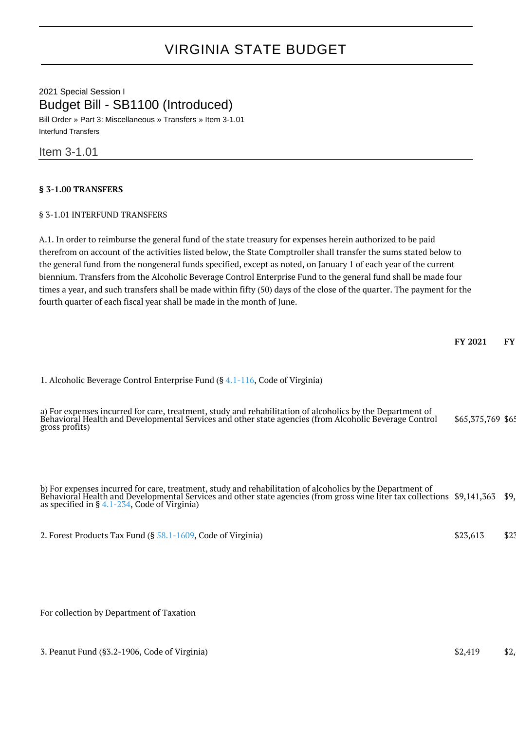# VIRGINIA STATE BUDGET

2021 Special Session I

## Budget Bill - SB1100 (Introduced)

Bill Order » Part 3: Miscellaneous » Transfers » Item 3-1.01

Interfund Transfers

### Item 3-1.01

**§ 3-1.00 TRANSFERS**

§ 3-1.01 INTERFUND TRANSFERS

A.1. In order to reimburse the general fund of the state treasury for expenses herein authorized to be paid therefrom on account of the activities listed below, the State Comptroller shall transfer the sums stated below to the general fund from the nongeneral funds specified, except as noted, on January 1 of each year of the current biennium. Transfers from the Alcoholic Beverage Control Enterprise Fund to the general fund shall be made four times a year, and such transfers shall be made within fifty (50) days of the close of the quarter. The payment for the fourth quarter of each fiscal year shall be made in the month of June.

| | **FY 2021** | **FY** |
|---|---|---|
| 1. Alcoholic Beverage Control Enterprise Fund (§ 4.1-116, Code of Virginia) | | |
| a) For expenses incurred for care, treatment, study and rehabilitation of alcoholics by the Department of Behavioral Health and Developmental Services and other state agencies (from Alcoholic Beverage Control gross profits) | $65,375,769 | $65 |
| b) For expenses incurred for care, treatment, study and rehabilitation of alcoholics by the Department of Behavioral Health and Developmental Services and other state agencies (from gross wine liter tax collections as specified in § 4.1-234, Code of Virginia) | $9,141,363 | $9, |
| 2. Forest Products Tax Fund (§ 58.1-1609, Code of Virginia) | $23,613 | $23 |
| For collection by Department of Taxation | | |
| 3. Peanut Fund (§3.2-1906, Code of Virginia) | $2,419 | $2, |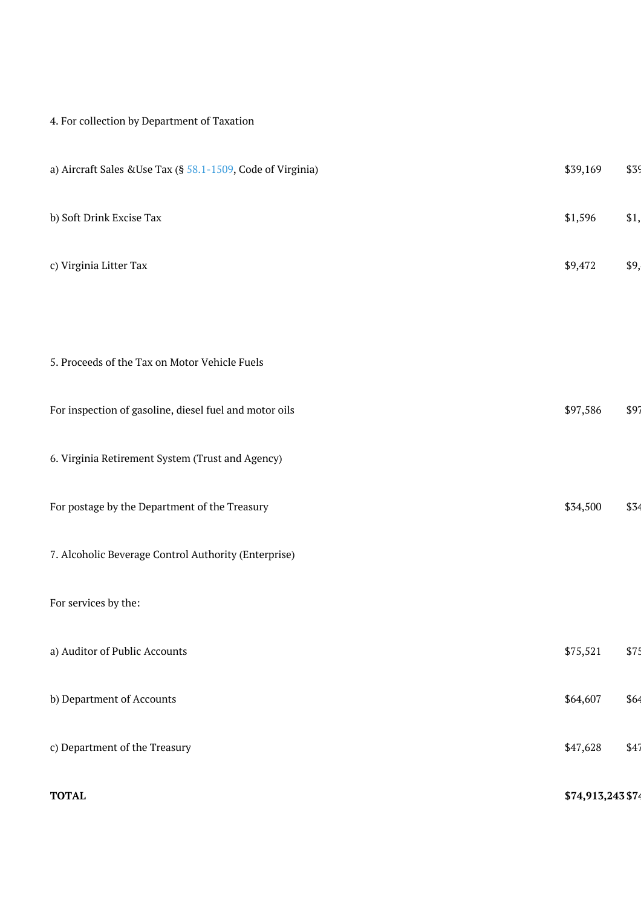| | | |
|---|---|---|
| 4. For collection by Department of Taxation | | |
| a) Aircraft Sales &Use Tax (§ 58.1-1509, Code of Virginia) | $39,169 | $39 |
| b) Soft Drink Excise Tax | $1,596 | $1, |
| c) Virginia Litter Tax | $9,472 | $9, |
| 5. Proceeds of the Tax on Motor Vehicle Fuels | | |
| For inspection of gasoline, diesel fuel and motor oils | $97,586 | $97 |
| 6. Virginia Retirement System (Trust and Agency) | | |
| For postage by the Department of the Treasury | $34,500 | $34 |
| 7. Alcoholic Beverage Control Authority (Enterprise) | | |
| For services by the: | | |
| a) Auditor of Public Accounts | $75,521 | $75 |
| b) Department of Accounts | $64,607 | $64 |
| c) Department of the Treasury | $47,628 | $47 |
| **TOTAL** | **$74,913,243** | **$74** |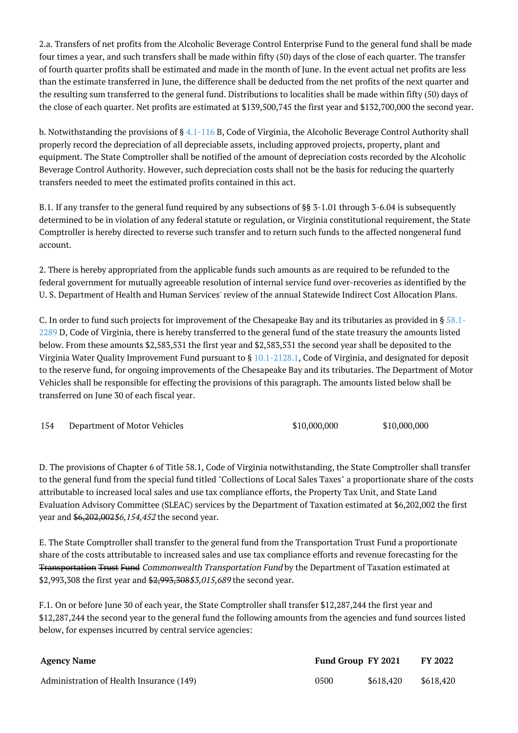2.a. Transfers of net profits from the Alcoholic Beverage Control Enterprise Fund to the general fund shall be made four times a year, and such transfers shall be made within fifty (50) days of the close of each quarter. The transfer of fourth quarter profits shall be estimated and made in the month of June. In the event actual net profits are less than the estimate transferred in June, the difference shall be deducted from the net profits of the next quarter and the resulting sum transferred to the general fund. Distributions to localities shall be made within fifty (50) days of the close of each quarter. Net profits are estimated at $139,500,745 the first year and $132,700,000 the second year.

b. Notwithstanding the provisions of § 4.1-116 B, Code of Virginia, the Alcoholic Beverage Control Authority shall properly record the depreciation of all depreciable assets, including approved projects, property, plant and equipment. The State Comptroller shall be notified of the amount of depreciation costs recorded by the Alcoholic Beverage Control Authority. However, such depreciation costs shall not be the basis for reducing the quarterly transfers needed to meet the estimated profits contained in this act.

B.1. If any transfer to the general fund required by any subsections of §§ 3-1.01 through 3-6.04 is subsequently determined to be in violation of any federal statute or regulation, or Virginia constitutional requirement, the State Comptroller is hereby directed to reverse such transfer and to return such funds to the affected nongeneral fund account.

2. There is hereby appropriated from the applicable funds such amounts as are required to be refunded to the federal government for mutually agreeable resolution of internal service fund over-recoveries as identified by the U. S. Department of Health and Human Services' review of the annual Statewide Indirect Cost Allocation Plans.

C. In order to fund such projects for improvement of the Chesapeake Bay and its tributaries as provided in § 58.1-2289 D, Code of Virginia, there is hereby transferred to the general fund of the state treasury the amounts listed below. From these amounts $2,583,531 the first year and $2,583,531 the second year shall be deposited to the Virginia Water Quality Improvement Fund pursuant to § 10.1-2128.1, Code of Virginia, and designated for deposit to the reserve fund, for ongoing improvements of the Chesapeake Bay and its tributaries. The Department of Motor Vehicles shall be responsible for effecting the provisions of this paragraph. The amounts listed below shall be transferred on June 30 of each fiscal year.

| | | | |
|---|---|---|---|
| 154 | Department of Motor Vehicles | $10,000,000 | $10,000,000 |

D. The provisions of Chapter 6 of Title 58.1, Code of Virginia notwithstanding, the State Comptroller shall transfer to the general fund from the special fund titled "Collections of Local Sales Taxes" a proportionate share of the costs attributable to increased local sales and use tax compliance efforts, the Property Tax Unit, and State Land Evaluation Advisory Committee (SLEAC) services by the Department of Taxation estimated at $6,202,002 the first year and ~~$6,202,002~~*$6,154,452* the second year.

E. The State Comptroller shall transfer to the general fund from the Transportation Trust Fund a proportionate share of the costs attributable to increased sales and use tax compliance efforts and revenue forecasting for the ~~Transportation Trust Fund~~ *Commonwealth Transportation Fund* by the Department of Taxation estimated at $2,993,308 the first year and ~~$2,993,308~~*$3,015,689* the second year.

F.1. On or before June 30 of each year, the State Comptroller shall transfer $12,287,244 the first year and $12,287,244 the second year to the general fund the following amounts from the agencies and fund sources listed below, for expenses incurred by central service agencies:

| Agency Name | Fund Group | FY 2021 | FY 2022 |
|---|---|---|---|
| Administration of Health Insurance (149) | 0500 | $618,420 | $618,420 |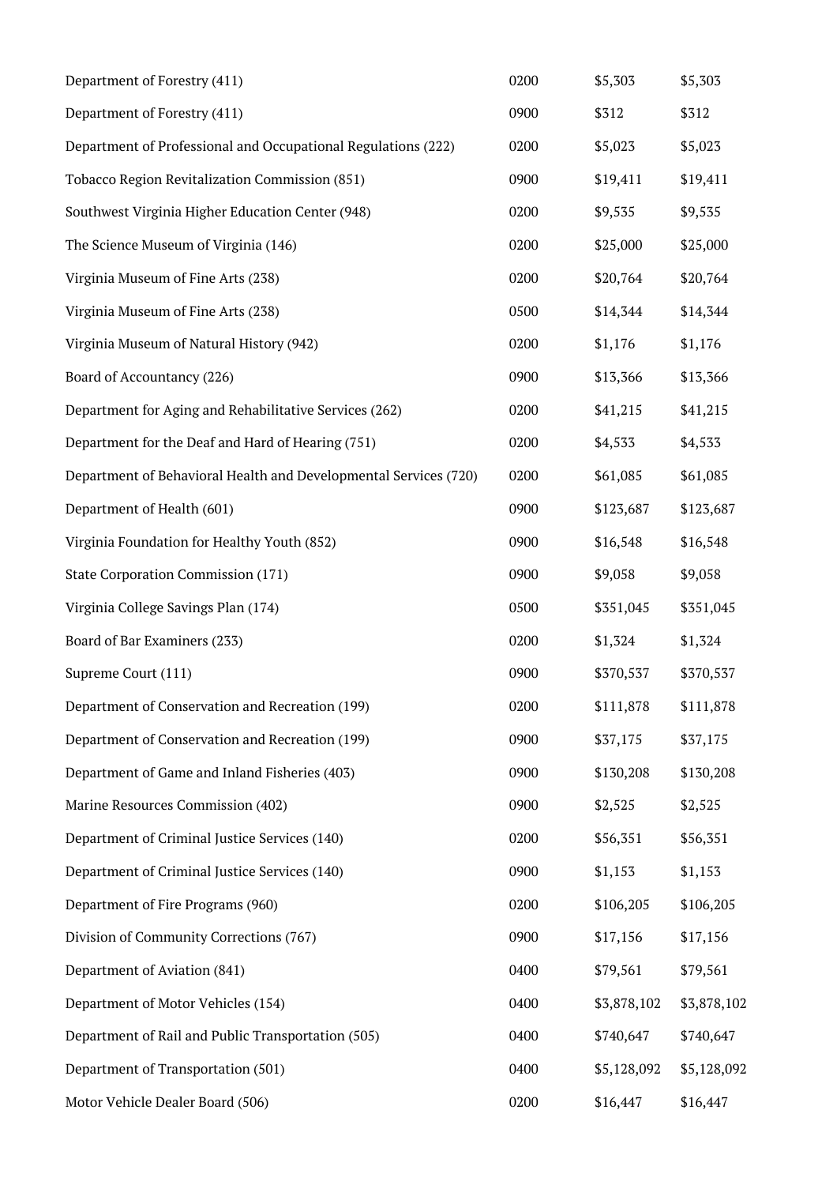| | | | |
|---|---|---|---|
| Department of Forestry (411) | 0200 | $5,303 | $5,303 |
| Department of Forestry (411) | 0900 | $312 | $312 |
| Department of Professional and Occupational Regulations (222) | 0200 | $5,023 | $5,023 |
| Tobacco Region Revitalization Commission (851) | 0900 | $19,411 | $19,411 |
| Southwest Virginia Higher Education Center (948) | 0200 | $9,535 | $9,535 |
| The Science Museum of Virginia (146) | 0200 | $25,000 | $25,000 |
| Virginia Museum of Fine Arts (238) | 0200 | $20,764 | $20,764 |
| Virginia Museum of Fine Arts (238) | 0500 | $14,344 | $14,344 |
| Virginia Museum of Natural History (942) | 0200 | $1,176 | $1,176 |
| Board of Accountancy (226) | 0900 | $13,366 | $13,366 |
| Department for Aging and Rehabilitative Services (262) | 0200 | $41,215 | $41,215 |
| Department for the Deaf and Hard of Hearing (751) | 0200 | $4,533 | $4,533 |
| Department of Behavioral Health and Developmental Services (720) | 0200 | $61,085 | $61,085 |
| Department of Health (601) | 0900 | $123,687 | $123,687 |
| Virginia Foundation for Healthy Youth (852) | 0900 | $16,548 | $16,548 |
| State Corporation Commission (171) | 0900 | $9,058 | $9,058 |
| Virginia College Savings Plan (174) | 0500 | $351,045 | $351,045 |
| Board of Bar Examiners (233) | 0200 | $1,324 | $1,324 |
| Supreme Court (111) | 0900 | $370,537 | $370,537 |
| Department of Conservation and Recreation (199) | 0200 | $111,878 | $111,878 |
| Department of Conservation and Recreation (199) | 0900 | $37,175 | $37,175 |
| Department of Game and Inland Fisheries (403) | 0900 | $130,208 | $130,208 |
| Marine Resources Commission (402) | 0900 | $2,525 | $2,525 |
| Department of Criminal Justice Services (140) | 0200 | $56,351 | $56,351 |
| Department of Criminal Justice Services (140) | 0900 | $1,153 | $1,153 |
| Department of Fire Programs (960) | 0200 | $106,205 | $106,205 |
| Division of Community Corrections (767) | 0900 | $17,156 | $17,156 |
| Department of Aviation (841) | 0400 | $79,561 | $79,561 |
| Department of Motor Vehicles (154) | 0400 | $3,878,102 | $3,878,102 |
| Department of Rail and Public Transportation (505) | 0400 | $740,647 | $740,647 |
| Department of Transportation (501) | 0400 | $5,128,092 | $5,128,092 |
| Motor Vehicle Dealer Board (506) | 0200 | $16,447 | $16,447 |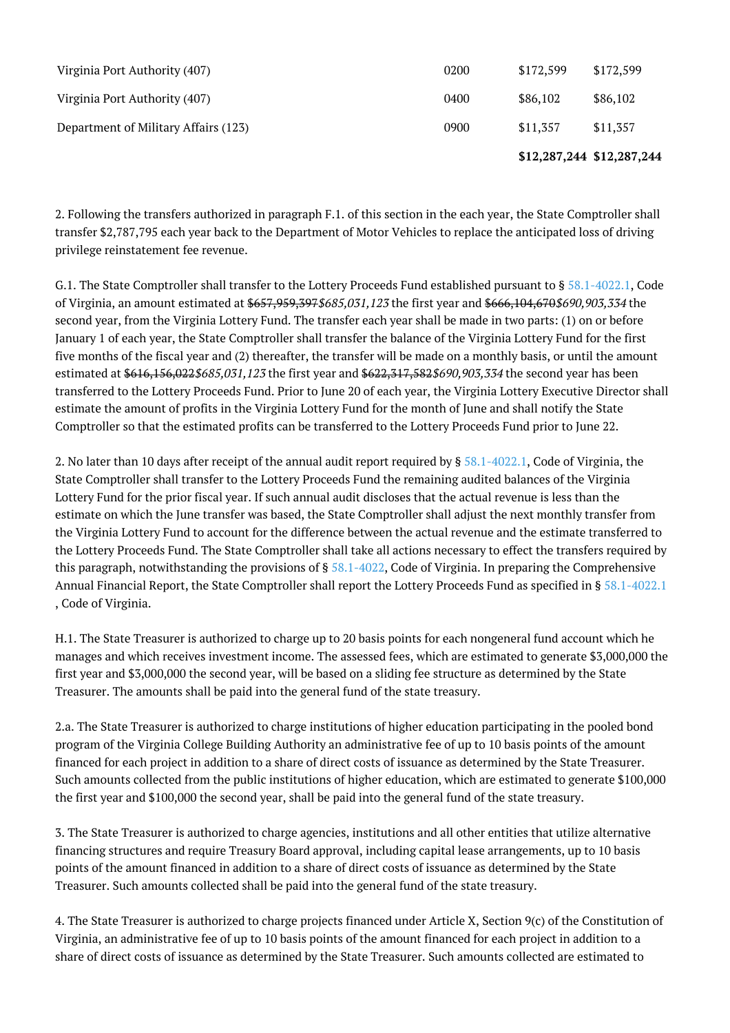| | | | |
|---|---|---|---|
| Virginia Port Authority (407) | 0200 | $172,599 | $172,599 |
| Virginia Port Authority (407) | 0400 | $86,102 | $86,102 |
| Department of Military Affairs (123) | 0900 | $11,357 | $11,357 |
| | | **$12,287,244** | **$12,287,244** |

2. Following the transfers authorized in paragraph F.1. of this section in the each year, the State Comptroller shall transfer $2,787,795 each year back to the Department of Motor Vehicles to replace the anticipated loss of driving privilege reinstatement fee revenue.

G.1. The State Comptroller shall transfer to the Lottery Proceeds Fund established pursuant to § 58.1-4022.1, Code of Virginia, an amount estimated at ~~$657,959,397~~*$685,031,123* the first year and ~~$666,104,670~~*$690,903,334* the second year, from the Virginia Lottery Fund. The transfer each year shall be made in two parts: (1) on or before January 1 of each year, the State Comptroller shall transfer the balance of the Virginia Lottery Fund for the first five months of the fiscal year and (2) thereafter, the transfer will be made on a monthly basis, or until the amount estimated at ~~$616,156,022~~*$685,031,123* the first year and ~~$622,317,582~~*$690,903,334* the second year has been transferred to the Lottery Proceeds Fund. Prior to June 20 of each year, the Virginia Lottery Executive Director shall estimate the amount of profits in the Virginia Lottery Fund for the month of June and shall notify the State Comptroller so that the estimated profits can be transferred to the Lottery Proceeds Fund prior to June 22.

2. No later than 10 days after receipt of the annual audit report required by § 58.1-4022.1, Code of Virginia, the State Comptroller shall transfer to the Lottery Proceeds Fund the remaining audited balances of the Virginia Lottery Fund for the prior fiscal year. If such annual audit discloses that the actual revenue is less than the estimate on which the June transfer was based, the State Comptroller shall adjust the next monthly transfer from the Virginia Lottery Fund to account for the difference between the actual revenue and the estimate transferred to the Lottery Proceeds Fund. The State Comptroller shall take all actions necessary to effect the transfers required by this paragraph, notwithstanding the provisions of § 58.1-4022, Code of Virginia. In preparing the Comprehensive Annual Financial Report, the State Comptroller shall report the Lottery Proceeds Fund as specified in § 58.1-4022.1, Code of Virginia.

H.1. The State Treasurer is authorized to charge up to 20 basis points for each nongeneral fund account which he manages and which receives investment income. The assessed fees, which are estimated to generate $3,000,000 the first year and $3,000,000 the second year, will be based on a sliding fee structure as determined by the State Treasurer. The amounts shall be paid into the general fund of the state treasury.

2.a. The State Treasurer is authorized to charge institutions of higher education participating in the pooled bond program of the Virginia College Building Authority an administrative fee of up to 10 basis points of the amount financed for each project in addition to a share of direct costs of issuance as determined by the State Treasurer. Such amounts collected from the public institutions of higher education, which are estimated to generate $100,000 the first year and $100,000 the second year, shall be paid into the general fund of the state treasury.

3. The State Treasurer is authorized to charge agencies, institutions and all other entities that utilize alternative financing structures and require Treasury Board approval, including capital lease arrangements, up to 10 basis points of the amount financed in addition to a share of direct costs of issuance as determined by the State Treasurer. Such amounts collected shall be paid into the general fund of the state treasury.

4. The State Treasurer is authorized to charge projects financed under Article X, Section 9(c) of the Constitution of Virginia, an administrative fee of up to 10 basis points of the amount financed for each project in addition to a share of direct costs of issuance as determined by the State Treasurer. Such amounts collected are estimated to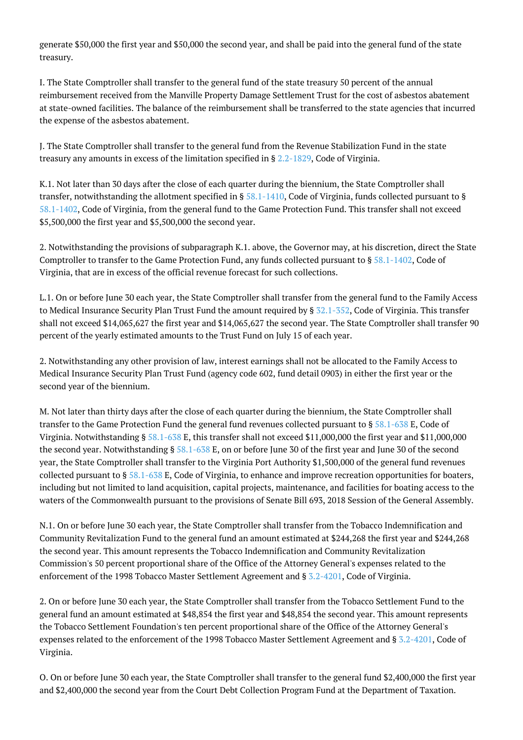generate $50,000 the first year and $50,000 the second year, and shall be paid into the general fund of the state treasury.

I. The State Comptroller shall transfer to the general fund of the state treasury 50 percent of the annual reimbursement received from the Manville Property Damage Settlement Trust for the cost of asbestos abatement at state-owned facilities. The balance of the reimbursement shall be transferred to the state agencies that incurred the expense of the asbestos abatement.

J. The State Comptroller shall transfer to the general fund from the Revenue Stabilization Fund in the state treasury any amounts in excess of the limitation specified in § 2.2-1829, Code of Virginia.

K.1. Not later than 30 days after the close of each quarter during the biennium, the State Comptroller shall transfer, notwithstanding the allotment specified in § 58.1-1410, Code of Virginia, funds collected pursuant to § 58.1-1402, Code of Virginia, from the general fund to the Game Protection Fund. This transfer shall not exceed $5,500,000 the first year and $5,500,000 the second year.

2. Notwithstanding the provisions of subparagraph K.1. above, the Governor may, at his discretion, direct the State Comptroller to transfer to the Game Protection Fund, any funds collected pursuant to § 58.1-1402, Code of Virginia, that are in excess of the official revenue forecast for such collections.

L.1. On or before June 30 each year, the State Comptroller shall transfer from the general fund to the Family Access to Medical Insurance Security Plan Trust Fund the amount required by § 32.1-352, Code of Virginia. This transfer shall not exceed $14,065,627 the first year and $14,065,627 the second year. The State Comptroller shall transfer 90 percent of the yearly estimated amounts to the Trust Fund on July 15 of each year.

2. Notwithstanding any other provision of law, interest earnings shall not be allocated to the Family Access to Medical Insurance Security Plan Trust Fund (agency code 602, fund detail 0903) in either the first year or the second year of the biennium.

M. Not later than thirty days after the close of each quarter during the biennium, the State Comptroller shall transfer to the Game Protection Fund the general fund revenues collected pursuant to § 58.1-638 E, Code of Virginia. Notwithstanding § 58.1-638 E, this transfer shall not exceed $11,000,000 the first year and $11,000,000 the second year. Notwithstanding § 58.1-638 E, on or before June 30 of the first year and June 30 of the second year, the State Comptroller shall transfer to the Virginia Port Authority $1,500,000 of the general fund revenues collected pursuant to § 58.1-638 E, Code of Virginia, to enhance and improve recreation opportunities for boaters, including but not limited to land acquisition, capital projects, maintenance, and facilities for boating access to the waters of the Commonwealth pursuant to the provisions of Senate Bill 693, 2018 Session of the General Assembly.

N.1. On or before June 30 each year, the State Comptroller shall transfer from the Tobacco Indemnification and Community Revitalization Fund to the general fund an amount estimated at $244,268 the first year and $244,268 the second year. This amount represents the Tobacco Indemnification and Community Revitalization Commission's 50 percent proportional share of the Office of the Attorney General's expenses related to the enforcement of the 1998 Tobacco Master Settlement Agreement and § 3.2-4201, Code of Virginia.

2. On or before June 30 each year, the State Comptroller shall transfer from the Tobacco Settlement Fund to the general fund an amount estimated at $48,854 the first year and $48,854 the second year. This amount represents the Tobacco Settlement Foundation's ten percent proportional share of the Office of the Attorney General's expenses related to the enforcement of the 1998 Tobacco Master Settlement Agreement and § 3.2-4201, Code of Virginia.

O. On or before June 30 each year, the State Comptroller shall transfer to the general fund $2,400,000 the first year and $2,400,000 the second year from the Court Debt Collection Program Fund at the Department of Taxation.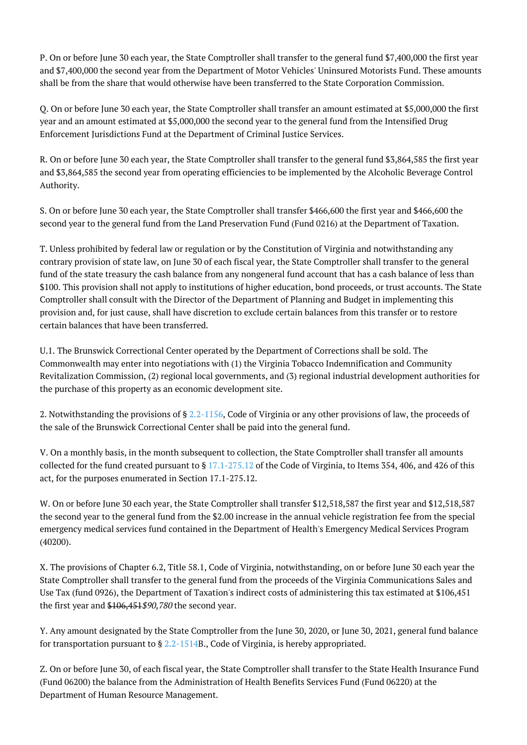P. On or before June 30 each year, the State Comptroller shall transfer to the general fund $7,400,000 the first year and $7,400,000 the second year from the Department of Motor Vehicles' Uninsured Motorists Fund. These amounts shall be from the share that would otherwise have been transferred to the State Corporation Commission.

Q. On or before June 30 each year, the State Comptroller shall transfer an amount estimated at $5,000,000 the first year and an amount estimated at $5,000,000 the second year to the general fund from the Intensified Drug Enforcement Jurisdictions Fund at the Department of Criminal Justice Services.

R. On or before June 30 each year, the State Comptroller shall transfer to the general fund $3,864,585 the first year and $3,864,585 the second year from operating efficiencies to be implemented by the Alcoholic Beverage Control Authority.

S. On or before June 30 each year, the State Comptroller shall transfer $466,600 the first year and $466,600 the second year to the general fund from the Land Preservation Fund (Fund 0216) at the Department of Taxation.

T. Unless prohibited by federal law or regulation or by the Constitution of Virginia and notwithstanding any contrary provision of state law, on June 30 of each fiscal year, the State Comptroller shall transfer to the general fund of the state treasury the cash balance from any nongeneral fund account that has a cash balance of less than $100. This provision shall not apply to institutions of higher education, bond proceeds, or trust accounts. The State Comptroller shall consult with the Director of the Department of Planning and Budget in implementing this provision and, for just cause, shall have discretion to exclude certain balances from this transfer or to restore certain balances that have been transferred.

U.1. The Brunswick Correctional Center operated by the Department of Corrections shall be sold. The Commonwealth may enter into negotiations with (1) the Virginia Tobacco Indemnification and Community Revitalization Commission, (2) regional local governments, and (3) regional industrial development authorities for the purchase of this property as an economic development site.

2. Notwithstanding the provisions of § 2.2-1156, Code of Virginia or any other provisions of law, the proceeds of the sale of the Brunswick Correctional Center shall be paid into the general fund.

V. On a monthly basis, in the month subsequent to collection, the State Comptroller shall transfer all amounts collected for the fund created pursuant to § 17.1-275.12 of the Code of Virginia, to Items 354, 406, and 426 of this act, for the purposes enumerated in Section 17.1-275.12.

W. On or before June 30 each year, the State Comptroller shall transfer $12,518,587 the first year and $12,518,587 the second year to the general fund from the $2.00 increase in the annual vehicle registration fee from the special emergency medical services fund contained in the Department of Health's Emergency Medical Services Program (40200).

X. The provisions of Chapter 6.2, Title 58.1, Code of Virginia, notwithstanding, on or before June 30 each year the State Comptroller shall transfer to the general fund from the proceeds of the Virginia Communications Sales and Use Tax (fund 0926), the Department of Taxation's indirect costs of administering this tax estimated at $106,451 the first year and ~~$106,451~~*$90,780* the second year.

Y. Any amount designated by the State Comptroller from the June 30, 2020, or June 30, 2021, general fund balance for transportation pursuant to § 2.2-1514B., Code of Virginia, is hereby appropriated.

Z. On or before June 30, of each fiscal year, the State Comptroller shall transfer to the State Health Insurance Fund (Fund 06200) the balance from the Administration of Health Benefits Services Fund (Fund 06220) at the Department of Human Resource Management.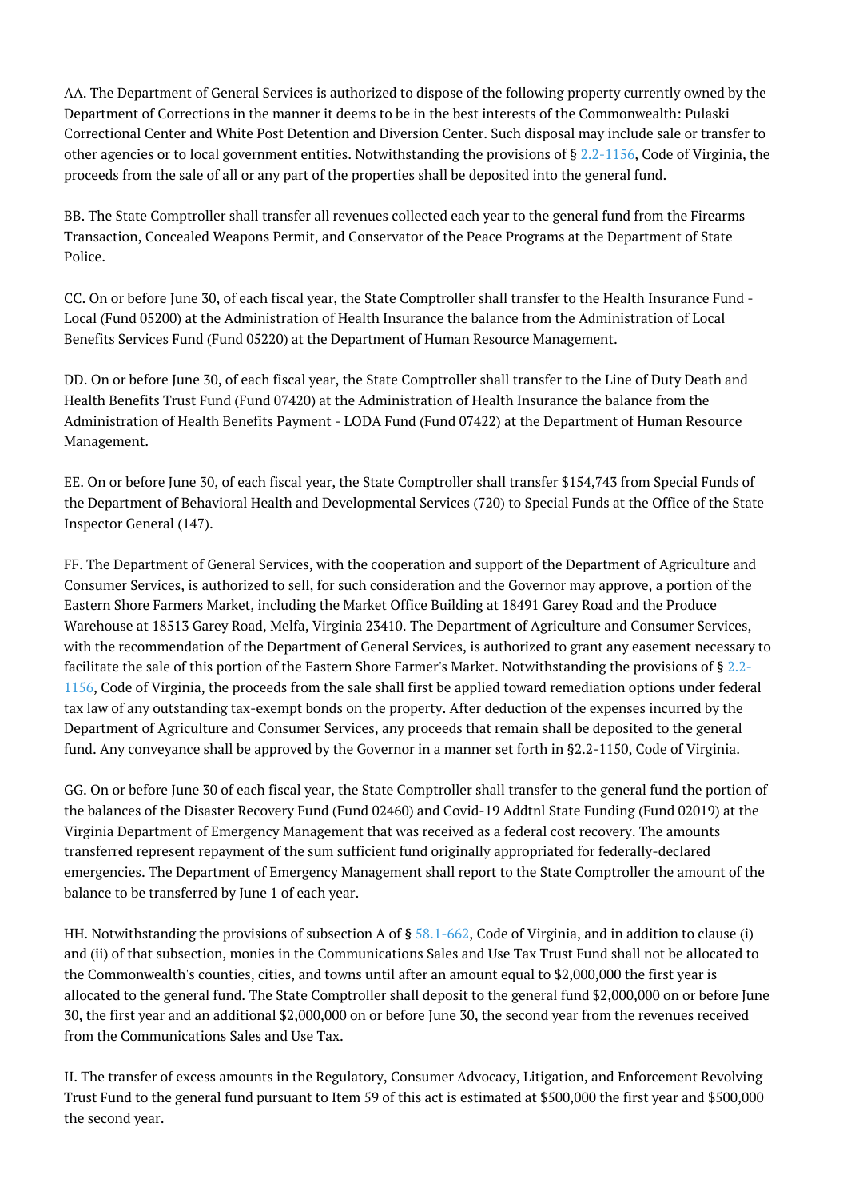AA. The Department of General Services is authorized to dispose of the following property currently owned by the Department of Corrections in the manner it deems to be in the best interests of the Commonwealth: Pulaski Correctional Center and White Post Detention and Diversion Center. Such disposal may include sale or transfer to other agencies or to local government entities. Notwithstanding the provisions of § 2.2-1156, Code of Virginia, the proceeds from the sale of all or any part of the properties shall be deposited into the general fund.

BB. The State Comptroller shall transfer all revenues collected each year to the general fund from the Firearms Transaction, Concealed Weapons Permit, and Conservator of the Peace Programs at the Department of State Police.

CC. On or before June 30, of each fiscal year, the State Comptroller shall transfer to the Health Insurance Fund - Local (Fund 05200) at the Administration of Health Insurance the balance from the Administration of Local Benefits Services Fund (Fund 05220) at the Department of Human Resource Management.

DD. On or before June 30, of each fiscal year, the State Comptroller shall transfer to the Line of Duty Death and Health Benefits Trust Fund (Fund 07420) at the Administration of Health Insurance the balance from the Administration of Health Benefits Payment - LODA Fund (Fund 07422) at the Department of Human Resource Management.

EE. On or before June 30, of each fiscal year, the State Comptroller shall transfer $154,743 from Special Funds of the Department of Behavioral Health and Developmental Services (720) to Special Funds at the Office of the State Inspector General (147).

FF. The Department of General Services, with the cooperation and support of the Department of Agriculture and Consumer Services, is authorized to sell, for such consideration and the Governor may approve, a portion of the Eastern Shore Farmers Market, including the Market Office Building at 18491 Garey Road and the Produce Warehouse at 18513 Garey Road, Melfa, Virginia 23410. The Department of Agriculture and Consumer Services, with the recommendation of the Department of General Services, is authorized to grant any easement necessary to facilitate the sale of this portion of the Eastern Shore Farmer's Market. Notwithstanding the provisions of § 2.2-1156, Code of Virginia, the proceeds from the sale shall first be applied toward remediation options under federal tax law of any outstanding tax-exempt bonds on the property. After deduction of the expenses incurred by the Department of Agriculture and Consumer Services, any proceeds that remain shall be deposited to the general fund. Any conveyance shall be approved by the Governor in a manner set forth in §2.2-1150, Code of Virginia.

GG. On or before June 30 of each fiscal year, the State Comptroller shall transfer to the general fund the portion of the balances of the Disaster Recovery Fund (Fund 02460) and Covid-19 Addtnl State Funding (Fund 02019) at the Virginia Department of Emergency Management that was received as a federal cost recovery. The amounts transferred represent repayment of the sum sufficient fund originally appropriated for federally-declared emergencies. The Department of Emergency Management shall report to the State Comptroller the amount of the balance to be transferred by June 1 of each year.

HH. Notwithstanding the provisions of subsection A of § 58.1-662, Code of Virginia, and in addition to clause (i) and (ii) of that subsection, monies in the Communications Sales and Use Tax Trust Fund shall not be allocated to the Commonwealth's counties, cities, and towns until after an amount equal to $2,000,000 the first year is allocated to the general fund. The State Comptroller shall deposit to the general fund $2,000,000 on or before June 30, the first year and an additional $2,000,000 on or before June 30, the second year from the revenues received from the Communications Sales and Use Tax.

II. The transfer of excess amounts in the Regulatory, Consumer Advocacy, Litigation, and Enforcement Revolving Trust Fund to the general fund pursuant to Item 59 of this act is estimated at $500,000 the first year and $500,000 the second year.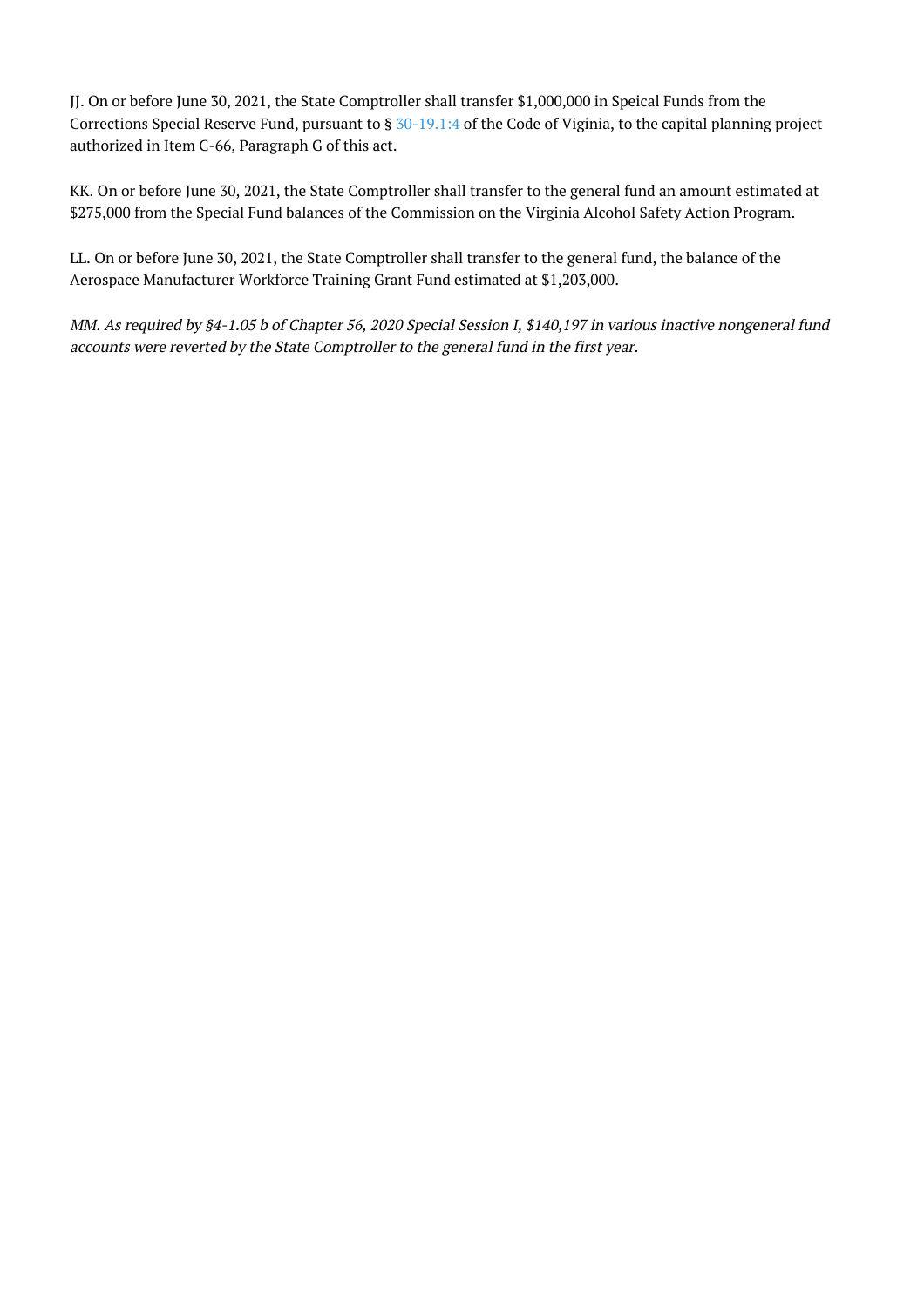JJ. On or before June 30, 2021, the State Comptroller shall transfer $1,000,000 in Speical Funds from the Corrections Special Reserve Fund, pursuant to § 30-19.1:4 of the Code of Viginia, to the capital planning project authorized in Item C-66, Paragraph G of this act.

KK. On or before June 30, 2021, the State Comptroller shall transfer to the general fund an amount estimated at $275,000 from the Special Fund balances of the Commission on the Virginia Alcohol Safety Action Program.

LL. On or before June 30, 2021, the State Comptroller shall transfer to the general fund, the balance of the Aerospace Manufacturer Workforce Training Grant Fund estimated at $1,203,000.

*MM. As required by §4-1.05 b of Chapter 56, 2020 Special Session I, $140,197 in various inactive nongeneral fund accounts were reverted by the State Comptroller to the general fund in the first year.*